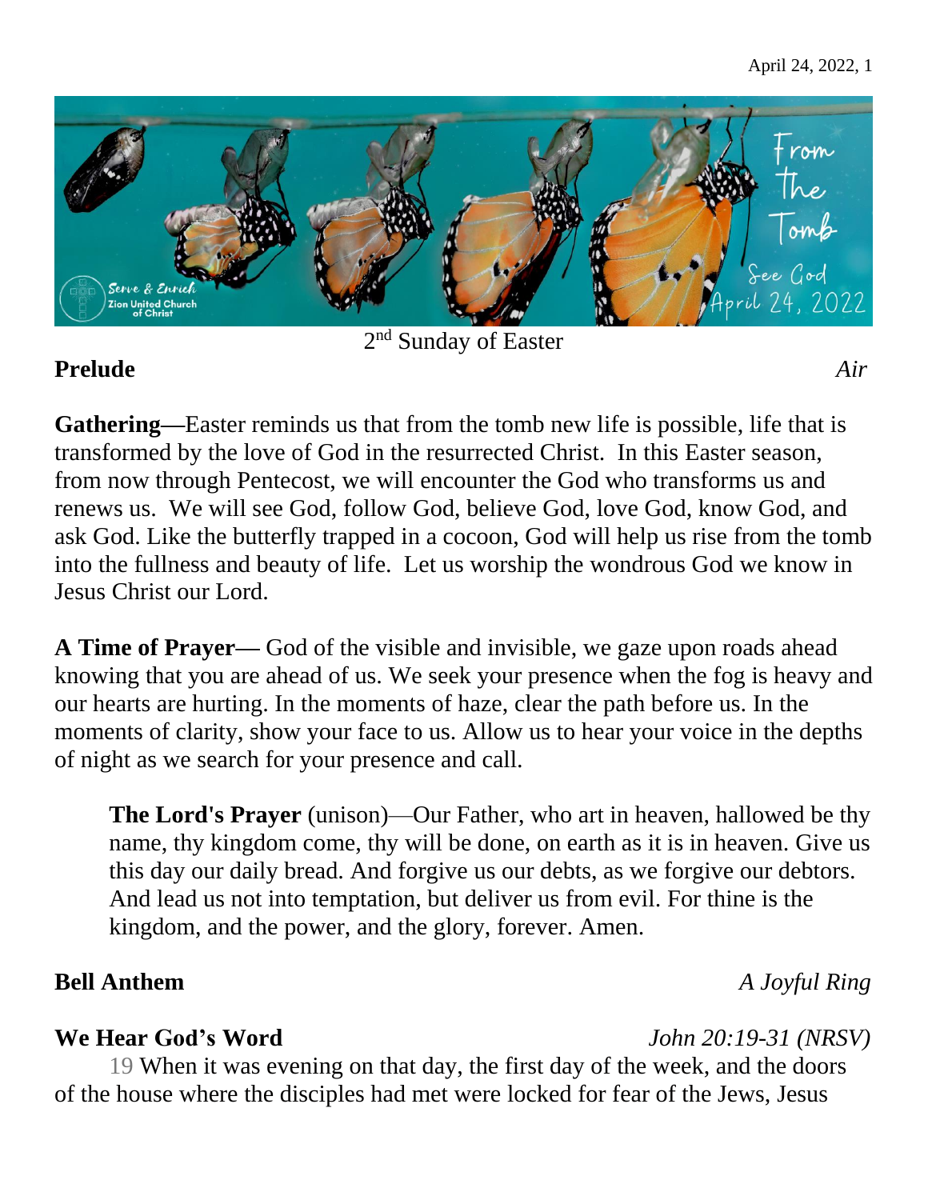2nd Sunday of Easter

**Prelude** *Air*

**Gathering**—Easter reminds us that from the tomb new life is possible, life that is transformed by the love of God in the resurrected Christ. In this Easter season, from now through Pentecost, we will encounter the God who transforms us and renews us. We will see God, follow God, believe God, love God, know God, and ask God. Like the butterfly trapped in a cocoon, God will help us rise from the tomb into the fullness and beauty of life. Let us worship the wondrous God we know in Jesus Christ our Lord.

**A Time of Prayer**— God of the visible and invisible, we gaze upon roads ahead knowing that you are ahead of us. We seek your presence when the fog is heavy and our hearts are hurting. In the moments of haze, clear the path before us. In the moments of clarity, show your face to us. Allow us to hear your voice in the depths of night as we search for your presence and call.

> **The Lord's Prayer** (unison)—Our Father, who art in heaven, hallowed be thy name, thy kingdom come, thy will be done, on earth as it is in heaven. Give us this day our daily bread. And forgive us our debts, as we forgive our debtors. And lead us not into temptation, but deliver us from evil. For thine is the kingdom, and the power, and the glory, forever. Amen.

**Bell Anthem** *A Joyful Ring*

**We Hear God's Word** *John 20:19-31 (NRSV)*

19 When it was evening on that day, the first day of the week, and the doors of the house where the disciples had met were locked for fear of the Jews, Jesus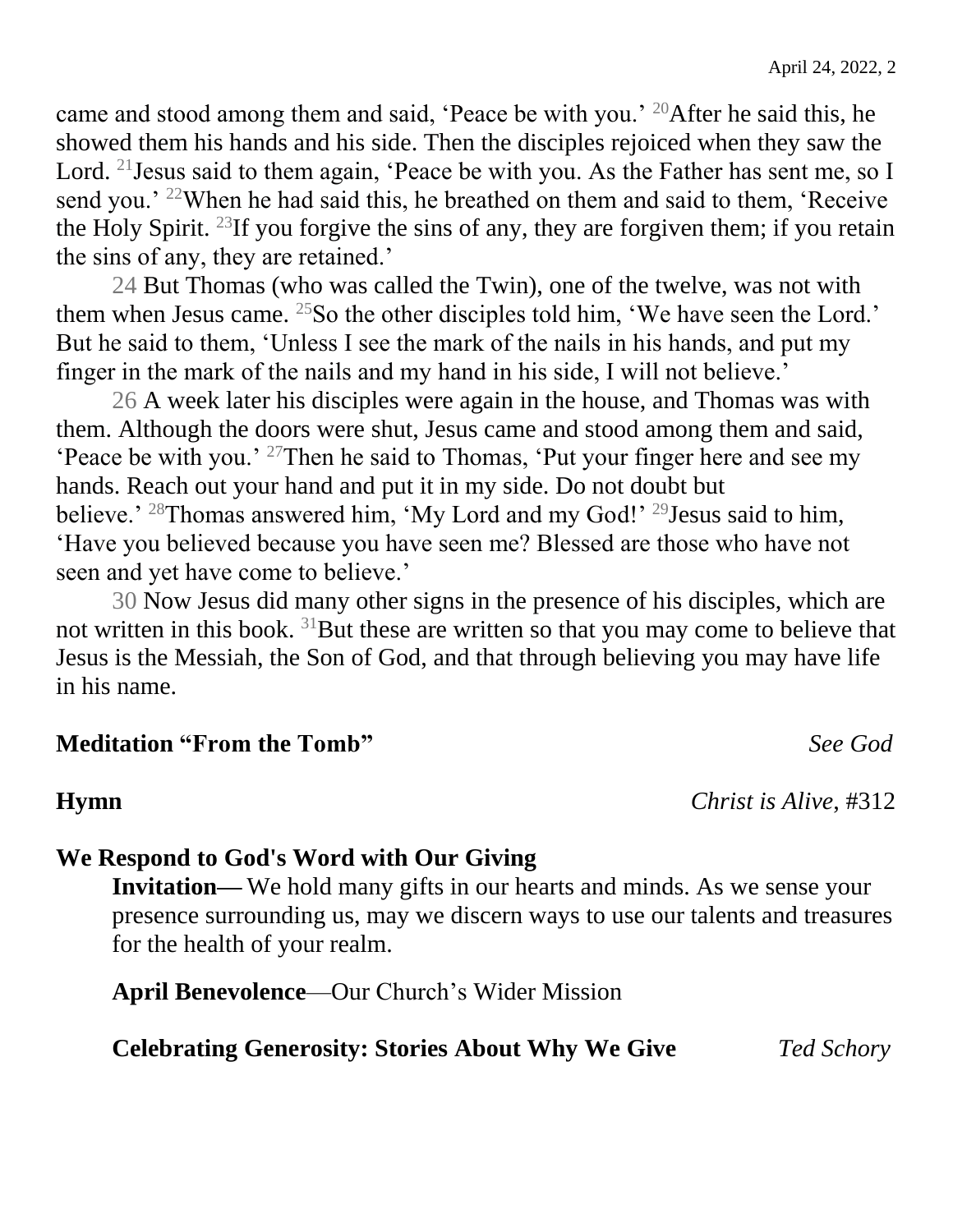came and stood among them and said, 'Peace be with you.' [20]After he said this, he showed them his hands and his side. Then the disciples rejoiced when they saw the Lord. [21]Jesus said to them again, 'Peace be with you. As the Father has sent me, so I send you.' [22]When he had said this, he breathed on them and said to them, 'Receive the Holy Spirit. [23]If you forgive the sins of any, they are forgiven them; if you retain the sins of any, they are retained.'

24 But Thomas (who was called the Twin), one of the twelve, was not with them when Jesus came. [25]So the other disciples told him, 'We have seen the Lord.' But he said to them, 'Unless I see the mark of the nails in his hands, and put my finger in the mark of the nails and my hand in his side, I will not believe.'

26 A week later his disciples were again in the house, and Thomas was with them. Although the doors were shut, Jesus came and stood among them and said, 'Peace be with you.' [27]Then he said to Thomas, 'Put your finger here and see my hands. Reach out your hand and put it in my side. Do not doubt but believe.' [28]Thomas answered him, 'My Lord and my God!' [29]Jesus said to him, 'Have you believed because you have seen me? Blessed are those who have not seen and yet have come to believe.'

30 Now Jesus did many other signs in the presence of his disciples, which are not written in this book. [31]But these are written so that you may come to believe that Jesus is the Messiah, the Son of God, and that through believing you may have life in his name.

**Meditation "From the Tomb"** *See God*

**Hymn** *Christ is Alive,* #312

**We Respond to God's Word with Our Giving**

**Invitation—** We hold many gifts in our hearts and minds. As we sense your presence surrounding us, may we discern ways to use our talents and treasures for the health of your realm.

**April Benevolence**—Our Church's Wider Mission

**Celebrating Generosity: Stories About Why We Give** *Ted Schory*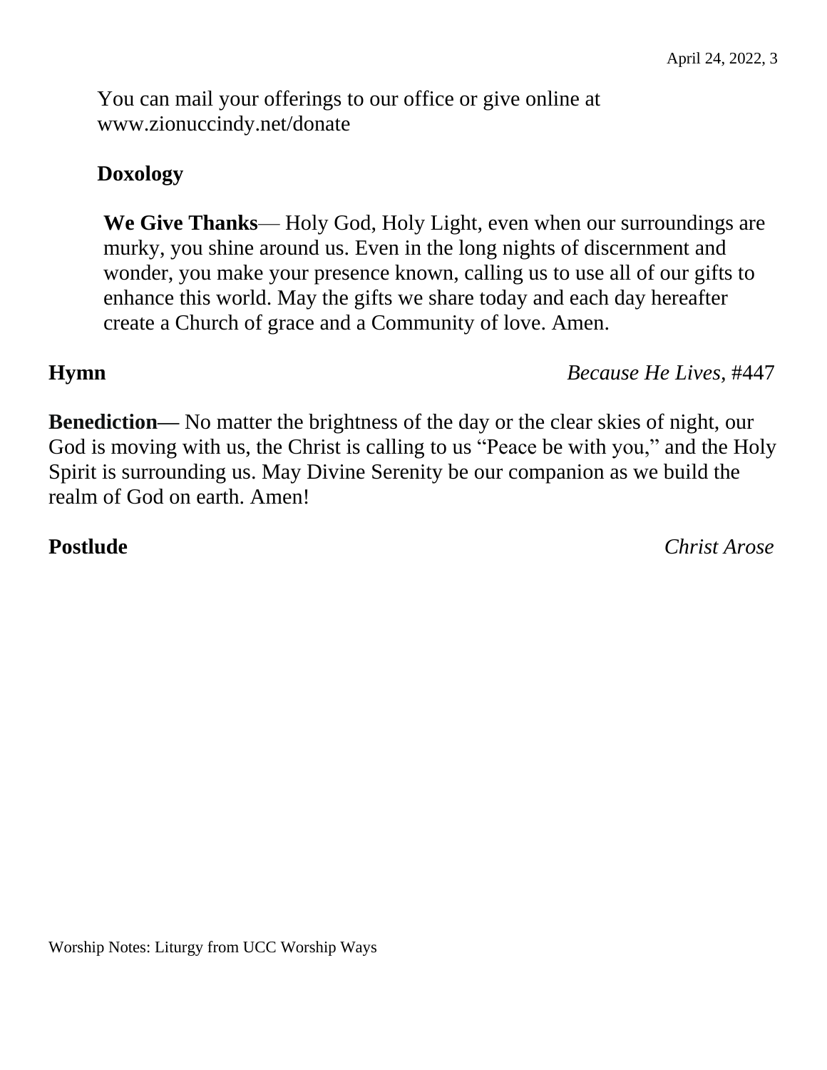You can mail your offerings to our office or give online at www.zionuccindy.net/donate

**Doxology**

**We Give Thanks**— Holy God, Holy Light, even when our surroundings are murky, you shine around us. Even in the long nights of discernment and wonder, you make your presence known, calling us to use all of our gifts to enhance this world. May the gifts we share today and each day hereafter create a Church of grace and a Community of love. Amen.

**Hymn** *Because He Lives,* #447

**Benediction—** No matter the brightness of the day or the clear skies of night, our God is moving with us, the Christ is calling to us "Peace be with you," and the Holy Spirit is surrounding us. May Divine Serenity be our companion as we build the realm of God on earth. Amen!

**Postlude** *Christ Arose*

Worship Notes: Liturgy from UCC Worship Ways